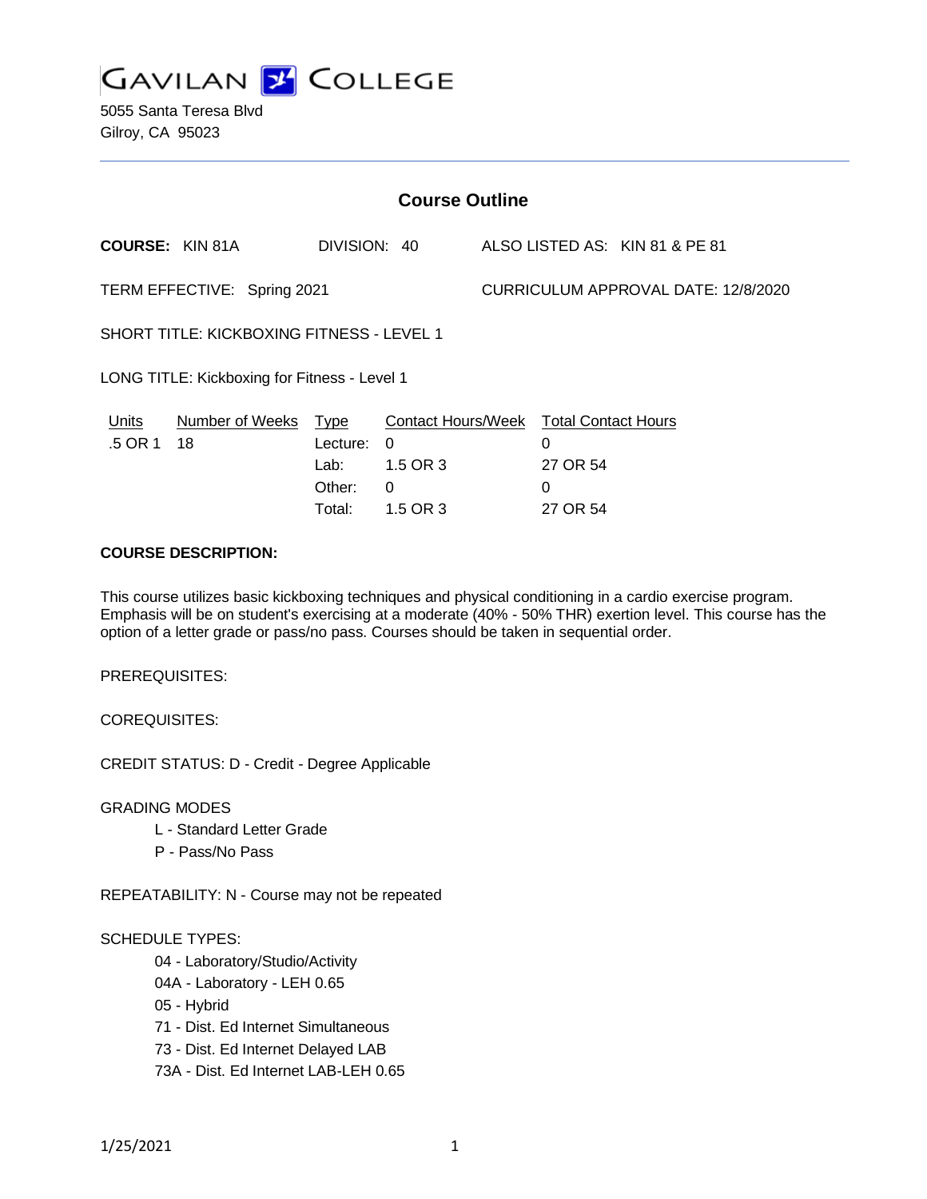# GAVILAN COLLEGE

5055 Santa Teresa Blvd
Gilroy, CA 95023

## Course Outline

**COURSE:** KIN 81A DIVISION: 40 ALSO LISTED AS: KIN 81 & PE 81

TERM EFFECTIVE: Spring 2021 CURRICULUM APPROVAL DATE: 12/8/2020

SHORT TITLE: KICKBOXING FITNESS - LEVEL 1

LONG TITLE: Kickboxing for Fitness - Level 1

| Units | Number of Weeks | Type | Contact Hours/Week | Total Contact Hours |
|---|---|---|---|---|
| .5 OR 1 | 18 | Lecture: | 0 | 0 |
| | | Lab: | 1.5 OR 3 | 27 OR 54 |
| | | Other: | 0 | 0 |
| | | Total: | 1.5 OR 3 | 27 OR 54 |

**COURSE DESCRIPTION:**

This course utilizes basic kickboxing techniques and physical conditioning in a cardio exercise program. Emphasis will be on student's exercising at a moderate (40% - 50% THR) exertion level. This course has the option of a letter grade or pass/no pass. Courses should be taken in sequential order.

PREREQUISITES:

COREQUISITES:

CREDIT STATUS: D - Credit - Degree Applicable

GRADING MODES

- L - Standard Letter Grade
- P - Pass/No Pass

REPEATABILITY: N - Course may not be repeated

SCHEDULE TYPES:

- 04 - Laboratory/Studio/Activity
- 04A - Laboratory - LEH 0.65
- 05 - Hybrid
- 71 - Dist. Ed Internet Simultaneous
- 73 - Dist. Ed Internet Delayed LAB
- 73A - Dist. Ed Internet LAB-LEH 0.65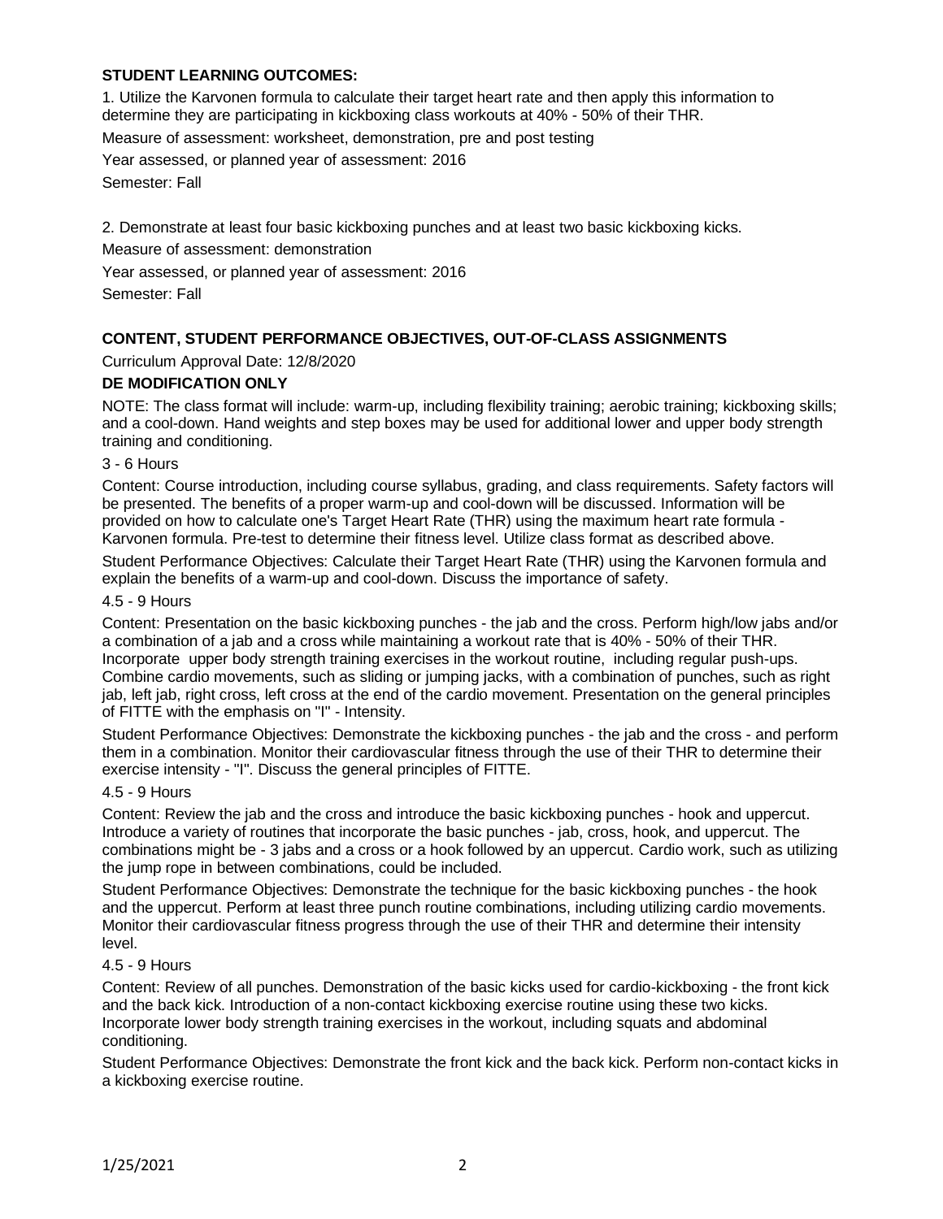## STUDENT LEARNING OUTCOMES:

1. Utilize the Karvonen formula to calculate their target heart rate and then apply this information to determine they are participating in kickboxing class workouts at 40% - 50% of their THR.

Measure of assessment: worksheet, demonstration, pre and post testing

Year assessed, or planned year of assessment: 2016

Semester: Fall

2. Demonstrate at least four basic kickboxing punches and at least two basic kickboxing kicks.

Measure of assessment: demonstration

Year assessed, or planned year of assessment: 2016

Semester: Fall

## CONTENT, STUDENT PERFORMANCE OBJECTIVES, OUT-OF-CLASS ASSIGNMENTS

Curriculum Approval Date: 12/8/2020

### DE MODIFICATION ONLY

NOTE: The class format will include: warm-up, including flexibility training; aerobic training; kickboxing skills; and a cool-down. Hand weights and step boxes may be used for additional lower and upper body strength training and conditioning.

3 - 6 Hours

Content: Course introduction, including course syllabus, grading, and class requirements. Safety factors will be presented. The benefits of a proper warm-up and cool-down will be discussed. Information will be provided on how to calculate one's Target Heart Rate (THR) using the maximum heart rate formula - Karvonen formula. Pre-test to determine their fitness level. Utilize class format as described above.

Student Performance Objectives: Calculate their Target Heart Rate (THR) using the Karvonen formula and explain the benefits of a warm-up and cool-down. Discuss the importance of safety.

4.5 - 9 Hours

Content: Presentation on the basic kickboxing punches - the jab and the cross. Perform high/low jabs and/or a combination of a jab and a cross while maintaining a workout rate that is 40% - 50% of their THR. Incorporate upper body strength training exercises in the workout routine, including regular push-ups. Combine cardio movements, such as sliding or jumping jacks, with a combination of punches, such as right jab, left jab, right cross, left cross at the end of the cardio movement. Presentation on the general principles of FITTE with the emphasis on "I" - Intensity.

Student Performance Objectives: Demonstrate the kickboxing punches - the jab and the cross - and perform them in a combination. Monitor their cardiovascular fitness through the use of their THR to determine their exercise intensity - "I". Discuss the general principles of FITTE.

4.5 - 9 Hours

Content: Review the jab and the cross and introduce the basic kickboxing punches - hook and uppercut. Introduce a variety of routines that incorporate the basic punches - jab, cross, hook, and uppercut. The combinations might be - 3 jabs and a cross or a hook followed by an uppercut. Cardio work, such as utilizing the jump rope in between combinations, could be included.

Student Performance Objectives: Demonstrate the technique for the basic kickboxing punches - the hook and the uppercut. Perform at least three punch routine combinations, including utilizing cardio movements. Monitor their cardiovascular fitness progress through the use of their THR and determine their intensity level.

4.5 - 9 Hours

Content: Review of all punches. Demonstration of the basic kicks used for cardio-kickboxing - the front kick and the back kick. Introduction of a non-contact kickboxing exercise routine using these two kicks. Incorporate lower body strength training exercises in the workout, including squats and abdominal conditioning.

Student Performance Objectives: Demonstrate the front kick and the back kick. Perform non-contact kicks in a kickboxing exercise routine.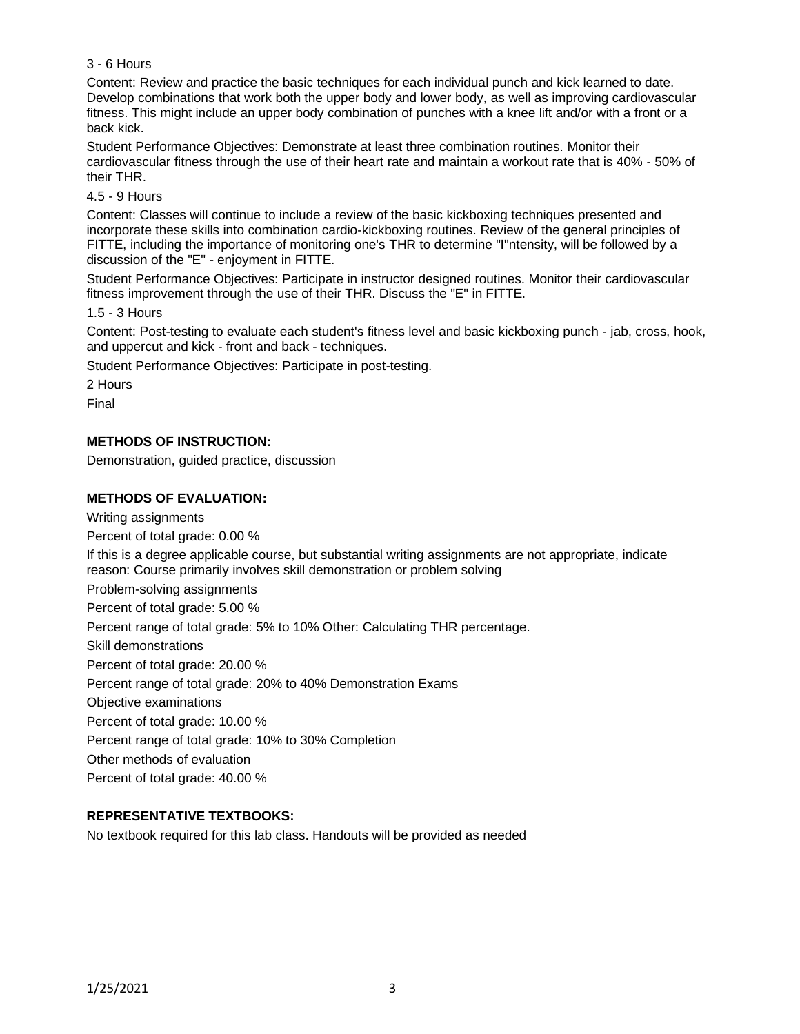3 - 6 Hours

Content: Review and practice the basic techniques for each individual punch and kick learned to date. Develop combinations that work both the upper body and lower body, as well as improving cardiovascular fitness. This might include an upper body combination of punches with a knee lift and/or with a front or a back kick.

Student Performance Objectives: Demonstrate at least three combination routines. Monitor their cardiovascular fitness through the use of their heart rate and maintain a workout rate that is 40% - 50% of their THR.

4.5 - 9 Hours

Content: Classes will continue to include a review of the basic kickboxing techniques presented and incorporate these skills into combination cardio-kickboxing routines. Review of the general principles of FITTE, including the importance of monitoring one's THR to determine "I"ntensity, will be followed by a discussion of the "E" - enjoyment in FITTE.

Student Performance Objectives: Participate in instructor designed routines. Monitor their cardiovascular fitness improvement through the use of their THR. Discuss the "E" in FITTE.

1.5 - 3 Hours

Content: Post-testing to evaluate each student's fitness level and basic kickboxing punch - jab, cross, hook, and uppercut and kick - front and back - techniques.

Student Performance Objectives: Participate in post-testing.

2 Hours

Final

## METHODS OF INSTRUCTION:

Demonstration, guided practice, discussion

## METHODS OF EVALUATION:

Writing assignments

Percent of total grade: 0.00 %

If this is a degree applicable course, but substantial writing assignments are not appropriate, indicate reason: Course primarily involves skill demonstration or problem solving

Problem-solving assignments

Percent of total grade: 5.00 %

Percent range of total grade: 5% to 10% Other: Calculating THR percentage.

Skill demonstrations

Percent of total grade: 20.00 %

Percent range of total grade: 20% to 40% Demonstration Exams

Objective examinations

Percent of total grade: 10.00 %

Percent range of total grade: 10% to 30% Completion

Other methods of evaluation

Percent of total grade: 40.00 %

## REPRESENTATIVE TEXTBOOKS:

No textbook required for this lab class. Handouts will be provided as needed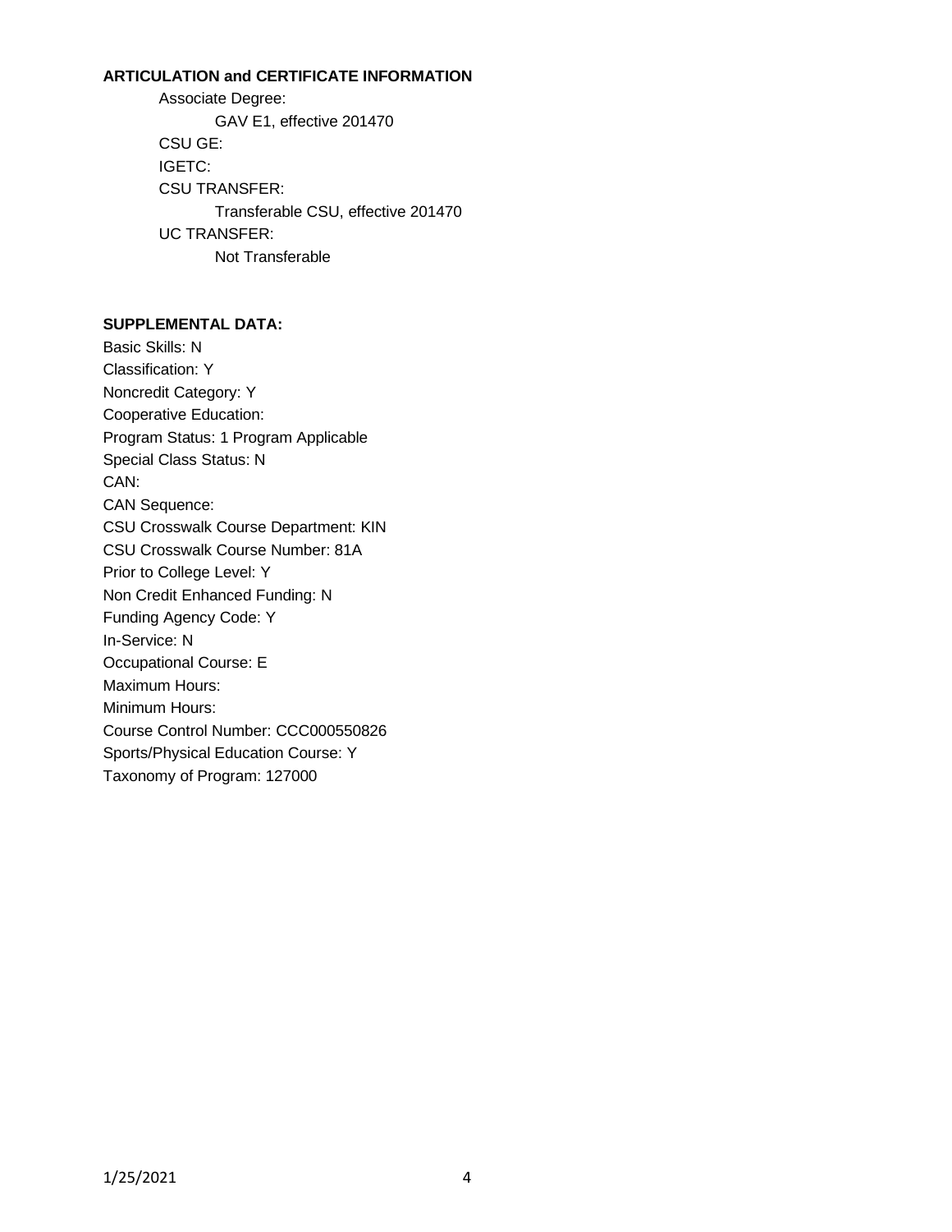**ARTICULATION and CERTIFICATE INFORMATION**

Associate Degree:

GAV E1, effective 201470

CSU GE:

IGETC:

CSU TRANSFER:

Transferable CSU, effective 201470

UC TRANSFER:

Not Transferable

**SUPPLEMENTAL DATA:**

Basic Skills: N
Classification: Y
Noncredit Category: Y
Cooperative Education:
Program Status: 1 Program Applicable
Special Class Status: N
CAN:
CAN Sequence:
CSU Crosswalk Course Department: KIN
CSU Crosswalk Course Number: 81A
Prior to College Level: Y
Non Credit Enhanced Funding: N
Funding Agency Code: Y
In-Service: N
Occupational Course: E
Maximum Hours:
Minimum Hours:
Course Control Number: CCC000550826
Sports/Physical Education Course: Y
Taxonomy of Program: 127000